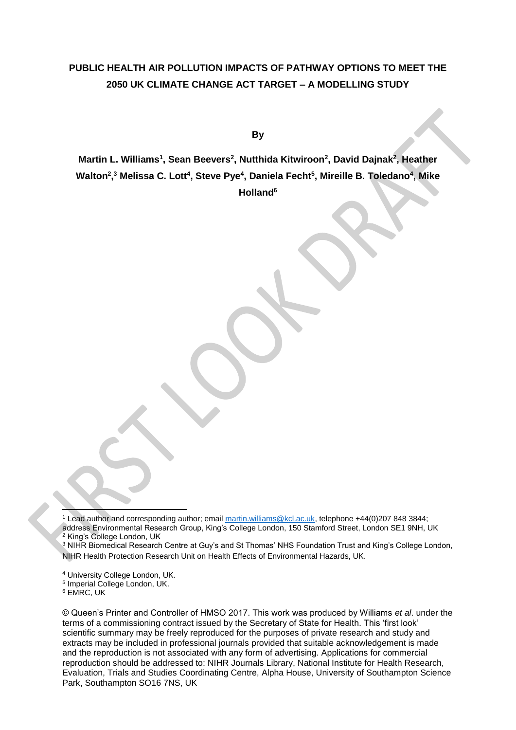# PUBLIC HEALTH AIR POLLUTION IMPACTS OF PATHWAY OPTIONS TO MEET THE 2050 UK CLIMATE CHANGE ACT TARGET – A MODELLING STUDY

**By**

**Martin L. Williams[1], Sean Beevers[2], Nutthida Kitwiroon[2], David Dajnak[2], Heather Walton[2,3] Melissa C. Lott[4], Steve Pye[4], Daniela Fecht[5], Mireille B. Toledano[4], Mike Holland[6]**

---

[1] Lead author and corresponding author; email martin.williams@kcl.ac.uk, telephone +44(0)207 848 3844; address Environmental Research Group, King's College London, 150 Stamford Street, London SE1 9NH, UK

[2] King's College London, UK

[3] NIHR Biomedical Research Centre at Guy's and St Thomas' NHS Foundation Trust and King's College London, NIHR Health Protection Research Unit on Health Effects of Environmental Hazards, UK.

[4] University College London, UK.

[5] Imperial College London, UK.

[6] EMRC, UK

© Queen's Printer and Controller of HMSO 2017. This work was produced by Williams *et al*. under the terms of a commissioning contract issued by the Secretary of State for Health. This 'first look' scientific summary may be freely reproduced for the purposes of private research and study and extracts may be included in professional journals provided that suitable acknowledgement is made and the reproduction is not associated with any form of advertising. Applications for commercial reproduction should be addressed to: NIHR Journals Library, National Institute for Health Research, Evaluation, Trials and Studies Coordinating Centre, Alpha House, University of Southampton Science Park, Southampton SO16 7NS, UK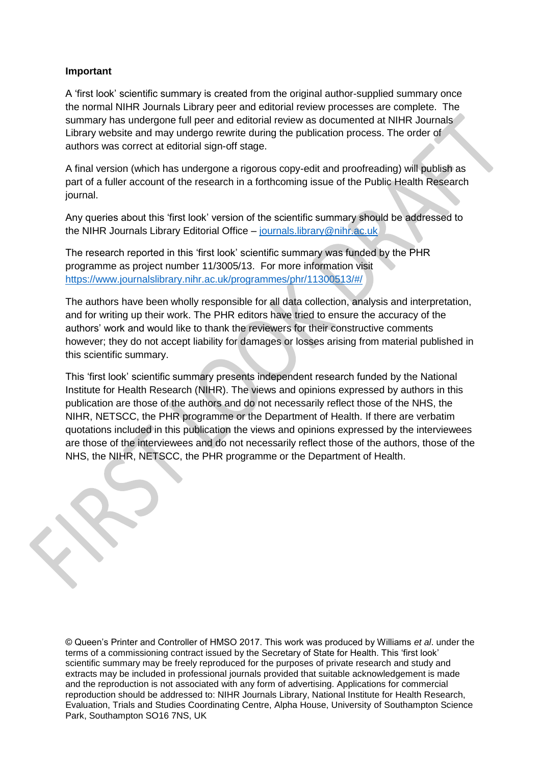**Important**

A 'first look' scientific summary is created from the original author-supplied summary once the normal NIHR Journals Library peer and editorial review processes are complete. The summary has undergone full peer and editorial review as documented at NIHR Journals Library website and may undergo rewrite during the publication process. The order of authors was correct at editorial sign-off stage.

A final version (which has undergone a rigorous copy-edit and proofreading) will publish as part of a fuller account of the research in a forthcoming issue of the Public Health Research journal.

Any queries about this 'first look' version of the scientific summary should be addressed to the NIHR Journals Library Editorial Office – journals.library@nihr.ac.uk

The research reported in this 'first look' scientific summary was funded by the PHR programme as project number 11/3005/13. For more information visit https://www.journalslibrary.nihr.ac.uk/programmes/phr/11300513/#/

The authors have been wholly responsible for all data collection, analysis and interpretation, and for writing up their work. The PHR editors have tried to ensure the accuracy of the authors' work and would like to thank the reviewers for their constructive comments however; they do not accept liability for damages or losses arising from material published in this scientific summary.

This 'first look' scientific summary presents independent research funded by the National Institute for Health Research (NIHR). The views and opinions expressed by authors in this publication are those of the authors and do not necessarily reflect those of the NHS, the NIHR, NETSCC, the PHR programme or the Department of Health. If there are verbatim quotations included in this publication the views and opinions expressed by the interviewees are those of the interviewees and do not necessarily reflect those of the authors, those of the NHS, the NIHR, NETSCC, the PHR programme or the Department of Health.

© Queen's Printer and Controller of HMSO 2017. This work was produced by Williams *et al*. under the terms of a commissioning contract issued by the Secretary of State for Health. This 'first look' scientific summary may be freely reproduced for the purposes of private research and study and extracts may be included in professional journals provided that suitable acknowledgement is made and the reproduction is not associated with any form of advertising. Applications for commercial reproduction should be addressed to: NIHR Journals Library, National Institute for Health Research, Evaluation, Trials and Studies Coordinating Centre, Alpha House, University of Southampton Science Park, Southampton SO16 7NS, UK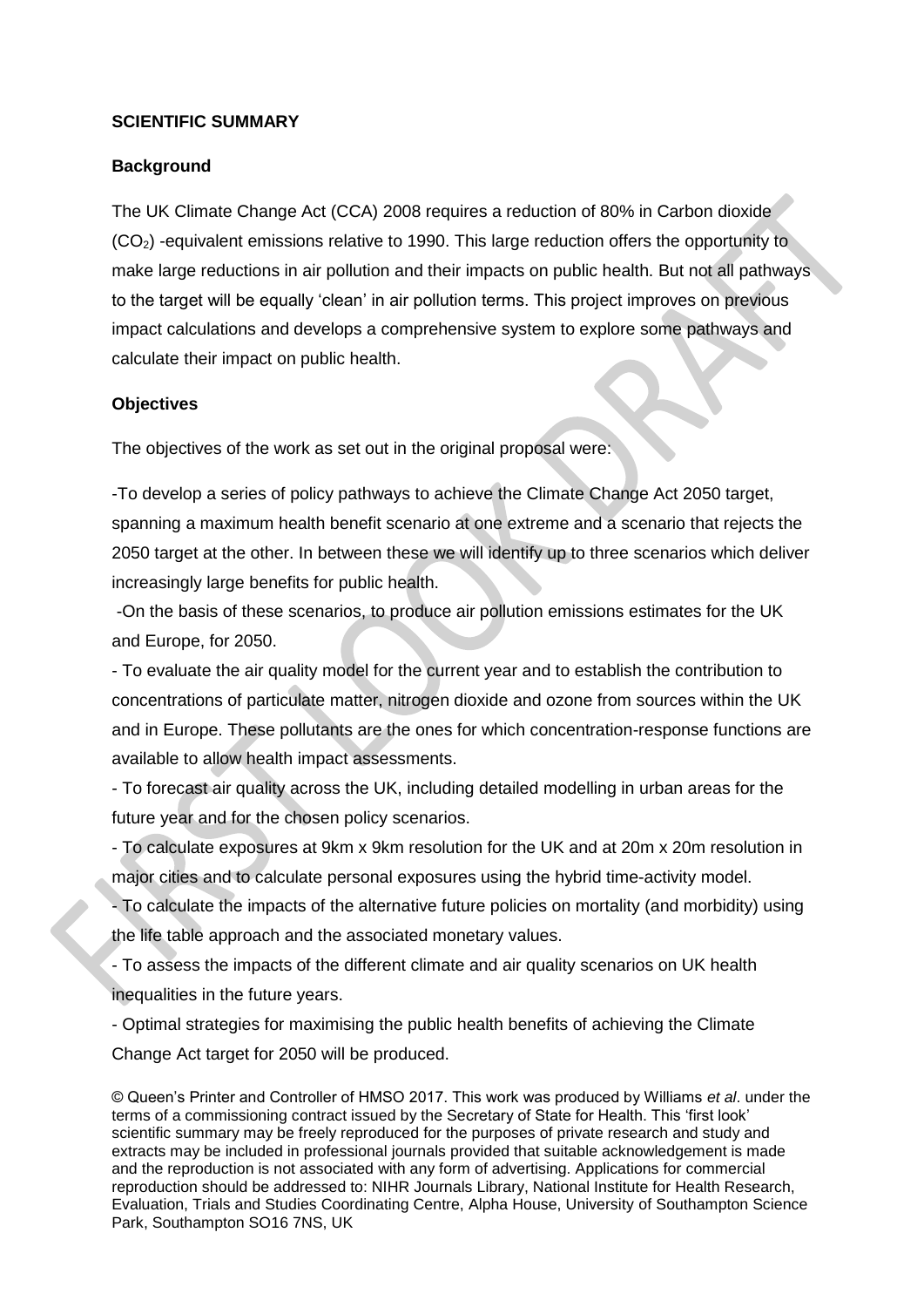**SCIENTIFIC SUMMARY**

**Background**

The UK Climate Change Act (CCA) 2008 requires a reduction of 80% in Carbon dioxide ($CO_2$) -equivalent emissions relative to 1990. This large reduction offers the opportunity to make large reductions in air pollution and their impacts on public health. But not all pathways to the target will be equally 'clean' in air pollution terms. This project improves on previous impact calculations and develops a comprehensive system to explore some pathways and calculate their impact on public health.

**Objectives**

The objectives of the work as set out in the original proposal were:

-To develop a series of policy pathways to achieve the Climate Change Act 2050 target, spanning a maximum health benefit scenario at one extreme and a scenario that rejects the 2050 target at the other. In between these we will identify up to three scenarios which deliver increasingly large benefits for public health.

-On the basis of these scenarios, to produce air pollution emissions estimates for the UK and Europe, for 2050.

- To evaluate the air quality model for the current year and to establish the contribution to concentrations of particulate matter, nitrogen dioxide and ozone from sources within the UK and in Europe. These pollutants are the ones for which concentration-response functions are available to allow health impact assessments.

- To forecast air quality across the UK, including detailed modelling in urban areas for the future year and for the chosen policy scenarios.

- To calculate exposures at 9km x 9km resolution for the UK and at 20m x 20m resolution in major cities and to calculate personal exposures using the hybrid time-activity model.

- To calculate the impacts of the alternative future policies on mortality (and morbidity) using the life table approach and the associated monetary values.

- To assess the impacts of the different climate and air quality scenarios on UK health inequalities in the future years.

- Optimal strategies for maximising the public health benefits of achieving the Climate Change Act target for 2050 will be produced.

© Queen's Printer and Controller of HMSO 2017. This work was produced by Williams *et al*. under the terms of a commissioning contract issued by the Secretary of State for Health. This 'first look' scientific summary may be freely reproduced for the purposes of private research and study and extracts may be included in professional journals provided that suitable acknowledgement is made and the reproduction is not associated with any form of advertising. Applications for commercial reproduction should be addressed to: NIHR Journals Library, National Institute for Health Research, Evaluation, Trials and Studies Coordinating Centre, Alpha House, University of Southampton Science Park, Southampton SO16 7NS, UK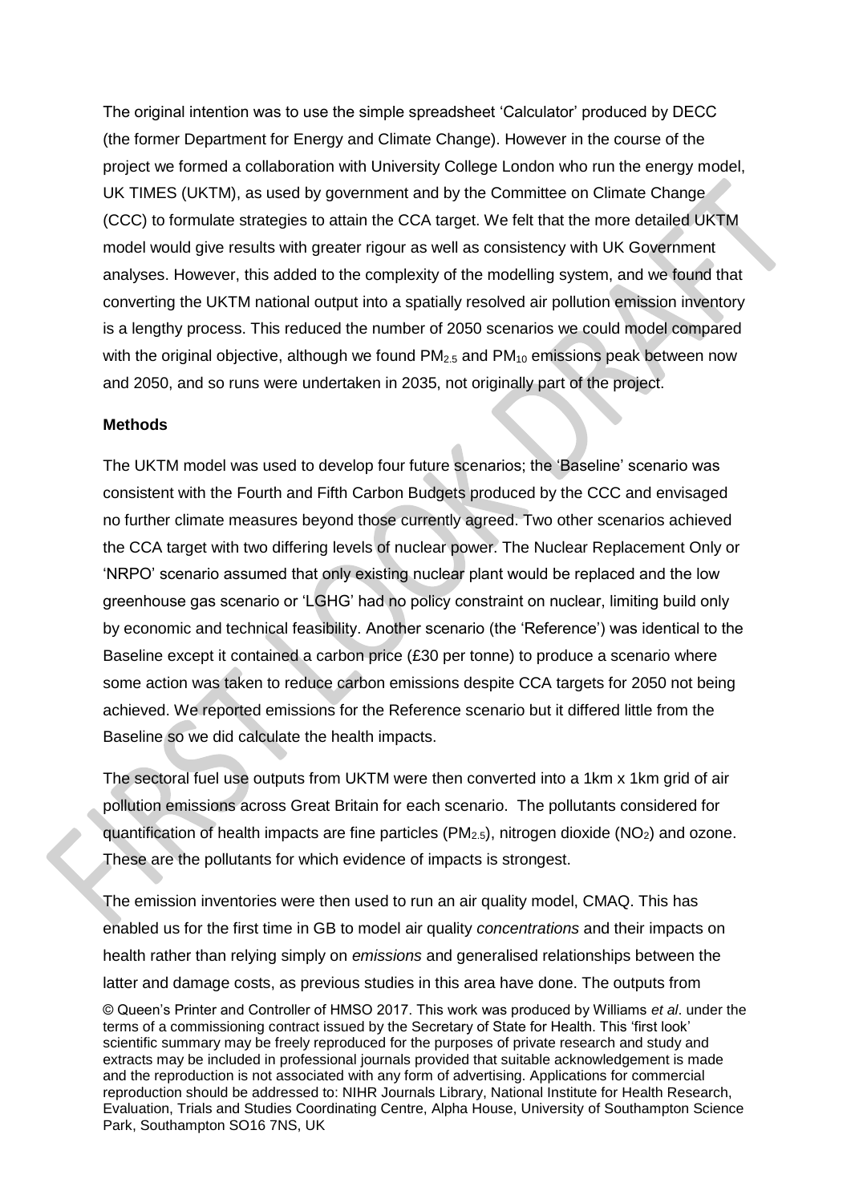The original intention was to use the simple spreadsheet 'Calculator' produced by DECC (the former Department for Energy and Climate Change). However in the course of the project we formed a collaboration with University College London who run the energy model, UK TIMES (UKTM), as used by government and by the Committee on Climate Change (CCC) to formulate strategies to attain the CCA target. We felt that the more detailed UKTM model would give results with greater rigour as well as consistency with UK Government analyses. However, this added to the complexity of the modelling system, and we found that converting the UKTM national output into a spatially resolved air pollution emission inventory is a lengthy process. This reduced the number of 2050 scenarios we could model compared with the original objective, although we found $PM_{2.5}$ and $PM_{10}$ emissions peak between now and 2050, and so runs were undertaken in 2035, not originally part of the project.

**Methods**

The UKTM model was used to develop four future scenarios; the 'Baseline' scenario was consistent with the Fourth and Fifth Carbon Budgets produced by the CCC and envisaged no further climate measures beyond those currently agreed. Two other scenarios achieved the CCA target with two differing levels of nuclear power. The Nuclear Replacement Only or 'NRPO' scenario assumed that only existing nuclear plant would be replaced and the low greenhouse gas scenario or 'LGHG' had no policy constraint on nuclear, limiting build only by economic and technical feasibility. Another scenario (the 'Reference') was identical to the Baseline except it contained a carbon price (£30 per tonne) to produce a scenario where some action was taken to reduce carbon emissions despite CCA targets for 2050 not being achieved. We reported emissions for the Reference scenario but it differed little from the Baseline so we did calculate the health impacts.

The sectoral fuel use outputs from UKTM were then converted into a 1km x 1km grid of air pollution emissions across Great Britain for each scenario. The pollutants considered for quantification of health impacts are fine particles ($PM_{2.5}$), nitrogen dioxide ($NO_2$) and ozone. These are the pollutants for which evidence of impacts is strongest.

The emission inventories were then used to run an air quality model, CMAQ. This has enabled us for the first time in GB to model air quality *concentrations* and their impacts on health rather than relying simply on *emissions* and generalised relationships between the latter and damage costs, as previous studies in this area have done. The outputs from

© Queen's Printer and Controller of HMSO 2017. This work was produced by Williams *et al*. under the terms of a commissioning contract issued by the Secretary of State for Health. This 'first look' scientific summary may be freely reproduced for the purposes of private research and study and extracts may be included in professional journals provided that suitable acknowledgement is made and the reproduction is not associated with any form of advertising. Applications for commercial reproduction should be addressed to: NIHR Journals Library, National Institute for Health Research, Evaluation, Trials and Studies Coordinating Centre, Alpha House, University of Southampton Science Park, Southampton SO16 7NS, UK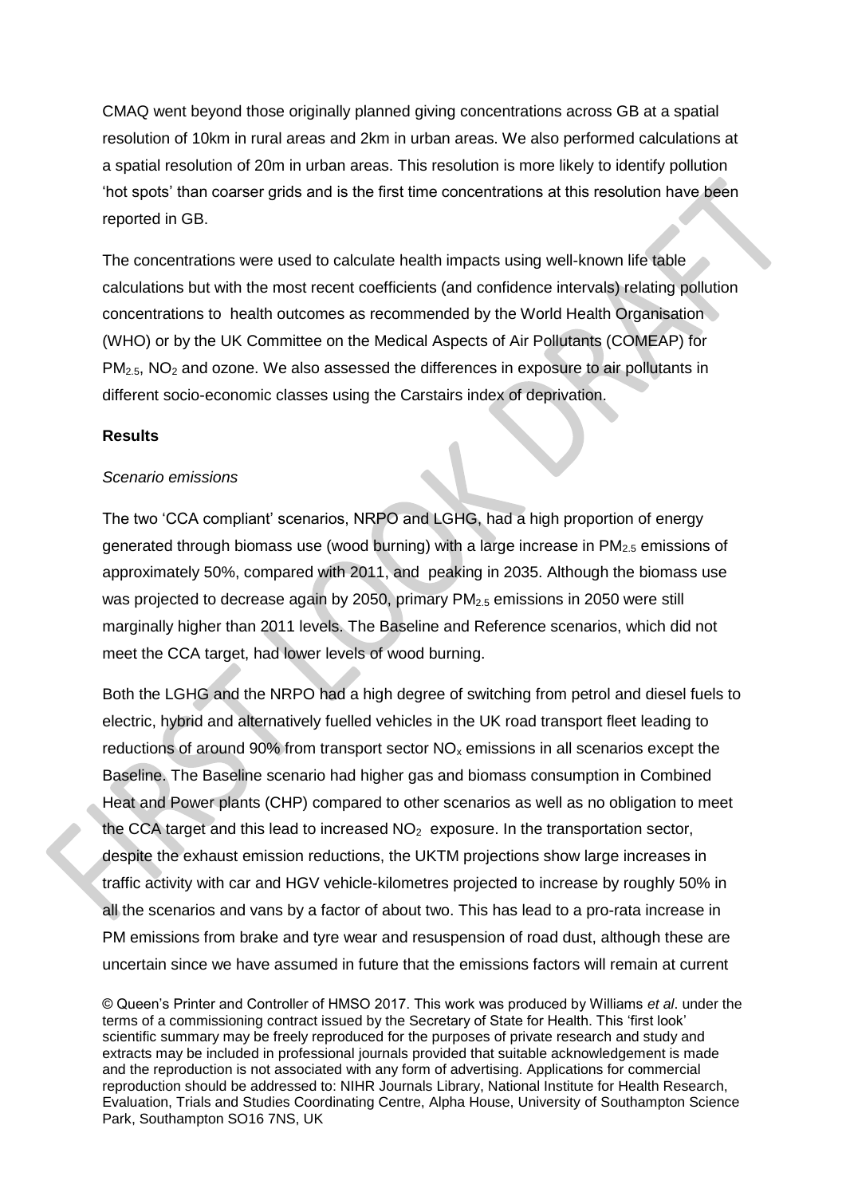CMAQ went beyond those originally planned giving concentrations across GB at a spatial resolution of 10km in rural areas and 2km in urban areas. We also performed calculations at a spatial resolution of 20m in urban areas. This resolution is more likely to identify pollution 'hot spots' than coarser grids and is the first time concentrations at this resolution have been reported in GB.

The concentrations were used to calculate health impacts using well-known life table calculations but with the most recent coefficients (and confidence intervals) relating pollution concentrations to health outcomes as recommended by the World Health Organisation (WHO) or by the UK Committee on the Medical Aspects of Air Pollutants (COMEAP) for $PM_{2.5}$, $NO_2$ and ozone. We also assessed the differences in exposure to air pollutants in different socio-economic classes using the Carstairs index of deprivation.

**Results**

*Scenario emissions*

The two 'CCA compliant' scenarios, NRPO and LGHG, had a high proportion of energy generated through biomass use (wood burning) with a large increase in $PM_{2.5}$ emissions of approximately 50%, compared with 2011, and peaking in 2035. Although the biomass use was projected to decrease again by 2050, primary $PM_{2.5}$ emissions in 2050 were still marginally higher than 2011 levels. The Baseline and Reference scenarios, which did not meet the CCA target, had lower levels of wood burning.

Both the LGHG and the NRPO had a high degree of switching from petrol and diesel fuels to electric, hybrid and alternatively fuelled vehicles in the UK road transport fleet leading to reductions of around 90% from transport sector $NO_x$ emissions in all scenarios except the Baseline. The Baseline scenario had higher gas and biomass consumption in Combined Heat and Power plants (CHP) compared to other scenarios as well as no obligation to meet the CCA target and this lead to increased $NO_2$ exposure. In the transportation sector, despite the exhaust emission reductions, the UKTM projections show large increases in traffic activity with car and HGV vehicle-kilometres projected to increase by roughly 50% in all the scenarios and vans by a factor of about two. This has lead to a pro-rata increase in PM emissions from brake and tyre wear and resuspension of road dust, although these are uncertain since we have assumed in future that the emissions factors will remain at current

© Queen's Printer and Controller of HMSO 2017. This work was produced by Williams *et al*. under the terms of a commissioning contract issued by the Secretary of State for Health. This 'first look' scientific summary may be freely reproduced for the purposes of private research and study and extracts may be included in professional journals provided that suitable acknowledgement is made and the reproduction is not associated with any form of advertising. Applications for commercial reproduction should be addressed to: NIHR Journals Library, National Institute for Health Research, Evaluation, Trials and Studies Coordinating Centre, Alpha House, University of Southampton Science Park, Southampton SO16 7NS, UK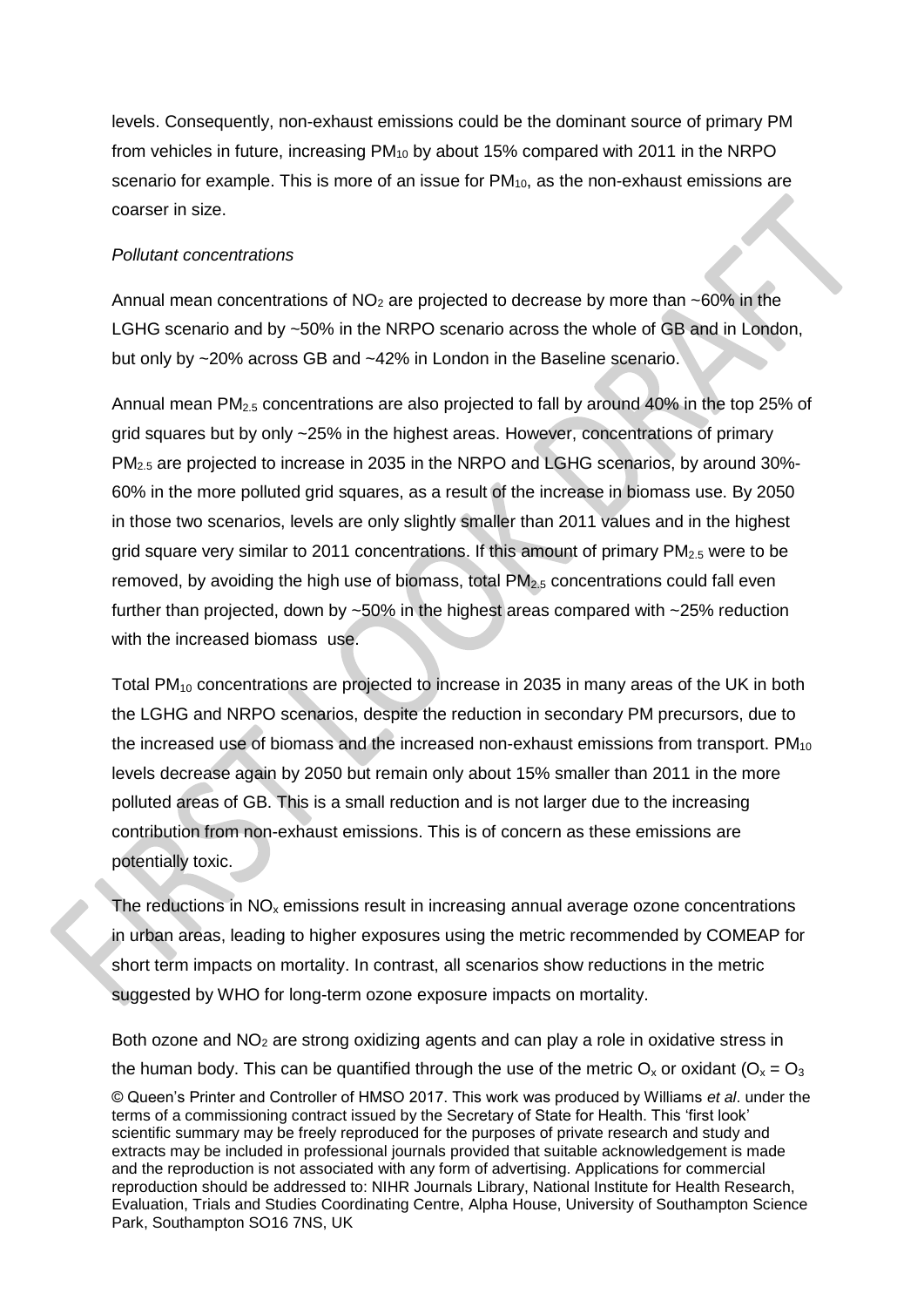levels. Consequently, non-exhaust emissions could be the dominant source of primary PM from vehicles in future, increasing $PM_{10}$ by about 15% compared with 2011 in the NRPO scenario for example. This is more of an issue for $PM_{10}$, as the non-exhaust emissions are coarser in size.

*Pollutant concentrations*

Annual mean concentrations of $NO_2$ are projected to decrease by more than ~60% in the LGHG scenario and by ~50% in the NRPO scenario across the whole of GB and in London, but only by ~20% across GB and ~42% in London in the Baseline scenario.

Annual mean $PM_{2.5}$ concentrations are also projected to fall by around 40% in the top 25% of grid squares but by only ~25% in the highest areas. However, concentrations of primary $PM_{2.5}$ are projected to increase in 2035 in the NRPO and LGHG scenarios, by around 30%-60% in the more polluted grid squares, as a result of the increase in biomass use. By 2050 in those two scenarios, levels are only slightly smaller than 2011 values and in the highest grid square very similar to 2011 concentrations. If this amount of primary $PM_{2.5}$ were to be removed, by avoiding the high use of biomass, total $PM_{2.5}$ concentrations could fall even further than projected, down by ~50% in the highest areas compared with ~25% reduction with the increased biomass use.

Total $PM_{10}$ concentrations are projected to increase in 2035 in many areas of the UK in both the LGHG and NRPO scenarios, despite the reduction in secondary PM precursors, due to the increased use of biomass and the increased non-exhaust emissions from transport. $PM_{10}$ levels decrease again by 2050 but remain only about 15% smaller than 2011 in the more polluted areas of GB. This is a small reduction and is not larger due to the increasing contribution from non-exhaust emissions. This is of concern as these emissions are potentially toxic.

The reductions in $NO_x$ emissions result in increasing annual average ozone concentrations in urban areas, leading to higher exposures using the metric recommended by COMEAP for short term impacts on mortality. In contrast, all scenarios show reductions in the metric suggested by WHO for long-term ozone exposure impacts on mortality.

Both ozone and $NO_2$ are strong oxidizing agents and can play a role in oxidative stress in the human body. This can be quantified through the use of the metric $O_x$ or oxidant ($O_x = O_3$

© Queen's Printer and Controller of HMSO 2017. This work was produced by Williams *et al*. under the terms of a commissioning contract issued by the Secretary of State for Health. This 'first look' scientific summary may be freely reproduced for the purposes of private research and study and extracts may be included in professional journals provided that suitable acknowledgement is made and the reproduction is not associated with any form of advertising. Applications for commercial reproduction should be addressed to: NIHR Journals Library, National Institute for Health Research, Evaluation, Trials and Studies Coordinating Centre, Alpha House, University of Southampton Science Park, Southampton SO16 7NS, UK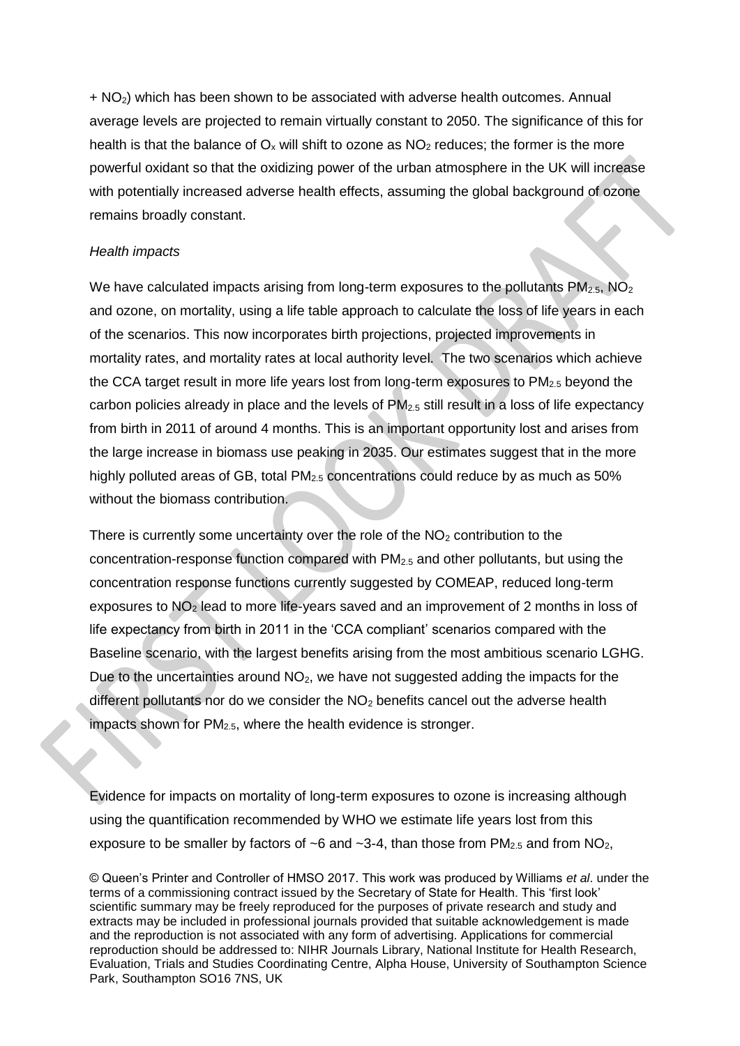+ $NO_2$) which has been shown to be associated with adverse health outcomes. Annual average levels are projected to remain virtually constant to 2050. The significance of this for health is that the balance of $O_x$ will shift to ozone as $NO_2$ reduces; the former is the more powerful oxidant so that the oxidizing power of the urban atmosphere in the UK will increase with potentially increased adverse health effects, assuming the global background of ozone remains broadly constant.

*Health impacts*

We have calculated impacts arising from long-term exposures to the pollutants $PM_{2.5}$, $NO_2$ and ozone, on mortality, using a life table approach to calculate the loss of life years in each of the scenarios. This now incorporates birth projections, projected improvements in mortality rates, and mortality rates at local authority level. The two scenarios which achieve the CCA target result in more life years lost from long-term exposures to $PM_{2.5}$ beyond the carbon policies already in place and the levels of $PM_{2.5}$ still result in a loss of life expectancy from birth in 2011 of around 4 months. This is an important opportunity lost and arises from the large increase in biomass use peaking in 2035. Our estimates suggest that in the more highly polluted areas of GB, total $PM_{2.5}$ concentrations could reduce by as much as 50% without the biomass contribution.

There is currently some uncertainty over the role of the $NO_2$ contribution to the concentration-response function compared with $PM_{2.5}$ and other pollutants, but using the concentration response functions currently suggested by COMEAP, reduced long-term exposures to $NO_2$ lead to more life-years saved and an improvement of 2 months in loss of life expectancy from birth in 2011 in the 'CCA compliant' scenarios compared with the Baseline scenario, with the largest benefits arising from the most ambitious scenario LGHG. Due to the uncertainties around $NO_2$, we have not suggested adding the impacts for the different pollutants nor do we consider the $NO_2$ benefits cancel out the adverse health impacts shown for $PM_{2.5}$, where the health evidence is stronger.

Evidence for impacts on mortality of long-term exposures to ozone is increasing although using the quantification recommended by WHO we estimate life years lost from this exposure to be smaller by factors of ~6 and ~3-4, than those from $PM_{2.5}$ and from $NO_2$,

© Queen's Printer and Controller of HMSO 2017. This work was produced by Williams *et al*. under the terms of a commissioning contract issued by the Secretary of State for Health. This 'first look' scientific summary may be freely reproduced for the purposes of private research and study and extracts may be included in professional journals provided that suitable acknowledgement is made and the reproduction is not associated with any form of advertising. Applications for commercial reproduction should be addressed to: NIHR Journals Library, National Institute for Health Research, Evaluation, Trials and Studies Coordinating Centre, Alpha House, University of Southampton Science Park, Southampton SO16 7NS, UK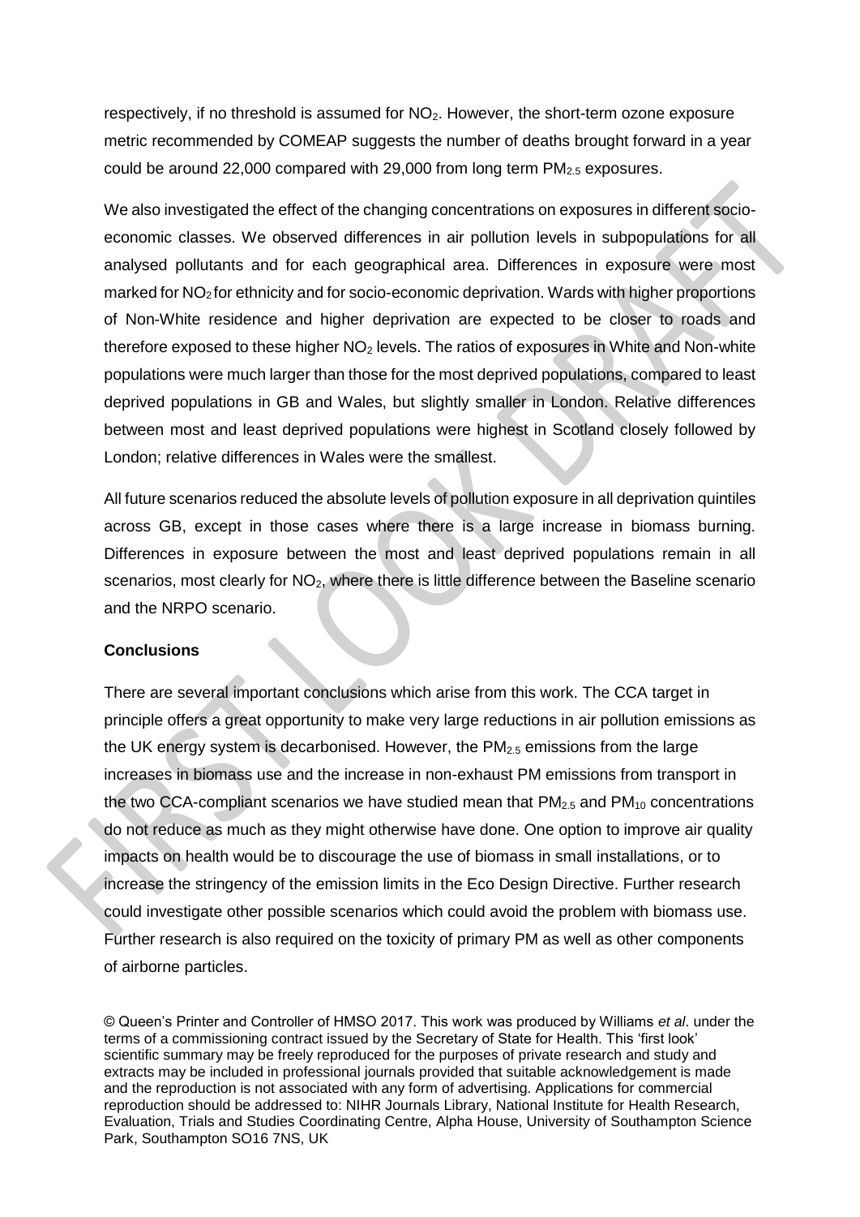respectively, if no threshold is assumed for $NO_2$. However, the short-term ozone exposure metric recommended by COMEAP suggests the number of deaths brought forward in a year could be around 22,000 compared with 29,000 from long term $PM_{2.5}$ exposures.

We also investigated the effect of the changing concentrations on exposures in different socio-economic classes. We observed differences in air pollution levels in subpopulations for all analysed pollutants and for each geographical area. Differences in exposure were most marked for $NO_2$ for ethnicity and for socio-economic deprivation. Wards with higher proportions of Non-White residence and higher deprivation are expected to be closer to roads and therefore exposed to these higher $NO_2$ levels. The ratios of exposures in White and Non-white populations were much larger than those for the most deprived populations, compared to least deprived populations in GB and Wales, but slightly smaller in London. Relative differences between most and least deprived populations were highest in Scotland closely followed by London; relative differences in Wales were the smallest.

All future scenarios reduced the absolute levels of pollution exposure in all deprivation quintiles across GB, except in those cases where there is a large increase in biomass burning. Differences in exposure between the most and least deprived populations remain in all scenarios, most clearly for $NO_2$, where there is little difference between the Baseline scenario and the NRPO scenario.

**Conclusions**

There are several important conclusions which arise from this work. The CCA target in principle offers a great opportunity to make very large reductions in air pollution emissions as the UK energy system is decarbonised. However, the $PM_{2.5}$ emissions from the large increases in biomass use and the increase in non-exhaust PM emissions from transport in the two CCA-compliant scenarios we have studied mean that $PM_{2.5}$ and $PM_{10}$ concentrations do not reduce as much as they might otherwise have done. One option to improve air quality impacts on health would be to discourage the use of biomass in small installations, or to increase the stringency of the emission limits in the Eco Design Directive. Further research could investigate other possible scenarios which could avoid the problem with biomass use. Further research is also required on the toxicity of primary PM as well as other components of airborne particles.

© Queen's Printer and Controller of HMSO 2017. This work was produced by Williams *et al*. under the terms of a commissioning contract issued by the Secretary of State for Health. This 'first look' scientific summary may be freely reproduced for the purposes of private research and study and extracts may be included in professional journals provided that suitable acknowledgement is made and the reproduction is not associated with any form of advertising. Applications for commercial reproduction should be addressed to: NIHR Journals Library, National Institute for Health Research, Evaluation, Trials and Studies Coordinating Centre, Alpha House, University of Southampton Science Park, Southampton SO16 7NS, UK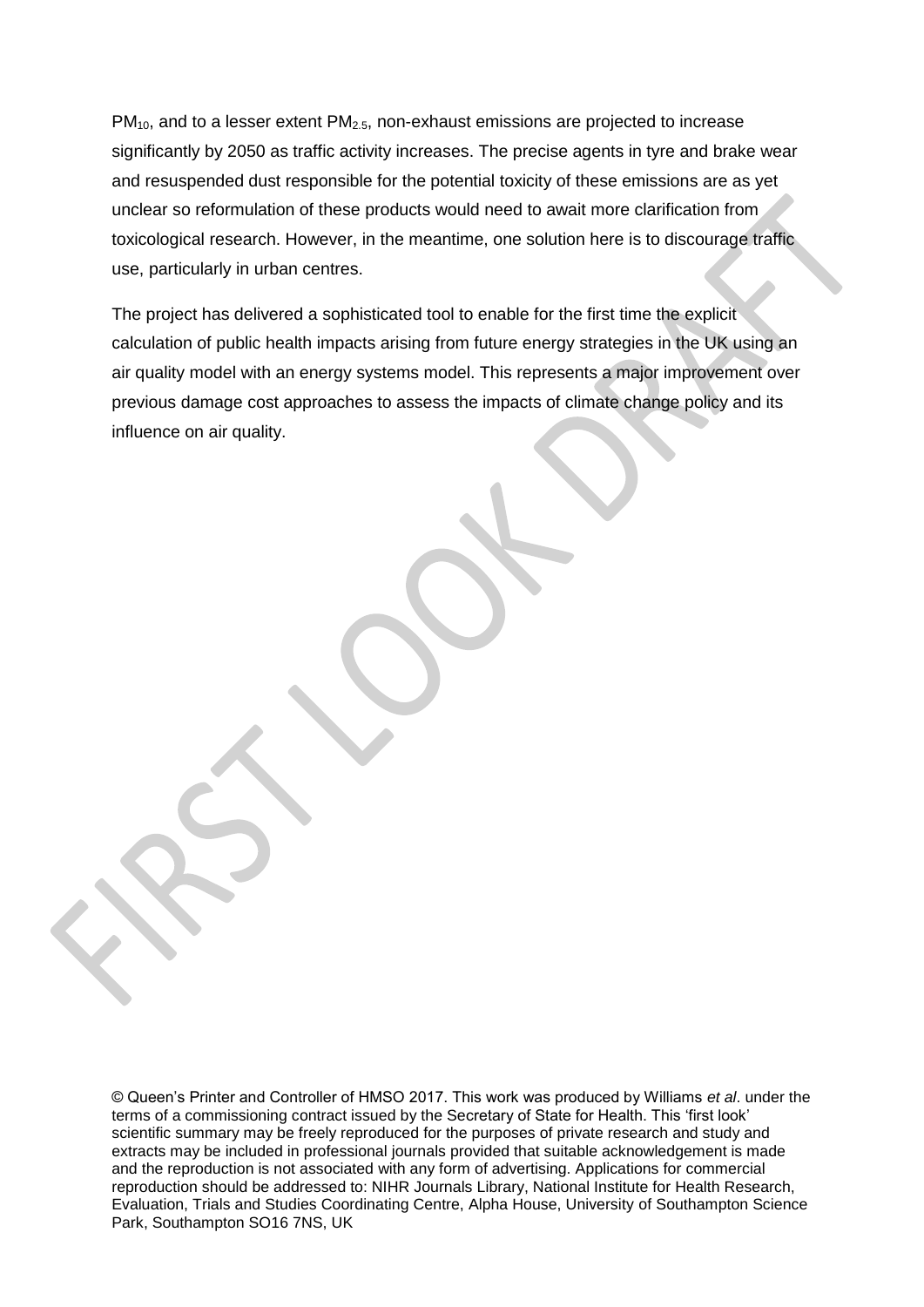$PM_{10}$, and to a lesser extent $PM_{2.5}$, non-exhaust emissions are projected to increase significantly by 2050 as traffic activity increases. The precise agents in tyre and brake wear and resuspended dust responsible for the potential toxicity of these emissions are as yet unclear so reformulation of these products would need to await more clarification from toxicological research. However, in the meantime, one solution here is to discourage traffic use, particularly in urban centres.

The project has delivered a sophisticated tool to enable for the first time the explicit calculation of public health impacts arising from future energy strategies in the UK using an air quality model with an energy systems model. This represents a major improvement over previous damage cost approaches to assess the impacts of climate change policy and its influence on air quality.

© Queen's Printer and Controller of HMSO 2017. This work was produced by Williams *et al*. under the terms of a commissioning contract issued by the Secretary of State for Health. This 'first look' scientific summary may be freely reproduced for the purposes of private research and study and extracts may be included in professional journals provided that suitable acknowledgement is made and the reproduction is not associated with any form of advertising. Applications for commercial reproduction should be addressed to: NIHR Journals Library, National Institute for Health Research, Evaluation, Trials and Studies Coordinating Centre, Alpha House, University of Southampton Science Park, Southampton SO16 7NS, UK